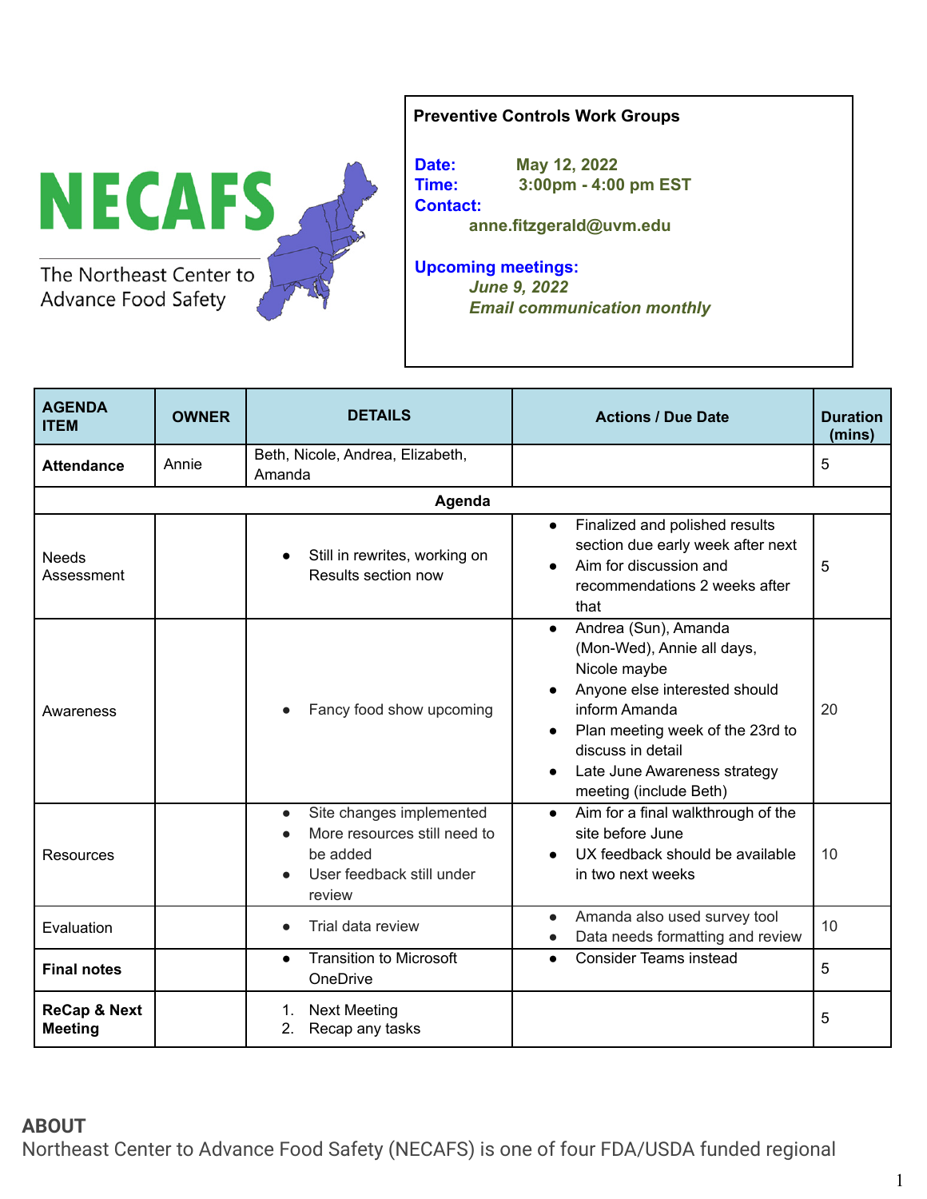NECAFS

The Northeast Center to Advance Food Safety

**Preventive Controls Work Groups**

**Date:** May 12, 2022
**Time:** 3:00pm - 4:00 pm EST
**Contact:** anne.fitzgerald@uvm.edu

**Upcoming meetings:**
*June 9, 2022*
*Email communication monthly*

| AGENDA ITEM | OWNER | DETAILS | Actions / Due Date | Duration (mins) |
|---|---|---|---|---|
| **Attendance** | Annie | Beth, Nicole, Andrea, Elizabeth, Amanda | | 5 |
| **Agenda** | | | | |
| Needs Assessment | | • Still in rewrites, working on Results section now | • Finalized and polished results section due early week after next<br>• Aim for discussion and recommendations 2 weeks after that | 5 |
| Awareness | | • Fancy food show upcoming | • Andrea (Sun), Amanda (Mon-Wed), Annie all days, Nicole maybe<br>• Anyone else interested should inform Amanda<br>• Plan meeting week of the 23rd to discuss in detail<br>• Late June Awareness strategy meeting (include Beth) | 20 |
| Resources | | • Site changes implemented<br>• More resources still need to be added<br>• User feedback still under review | • Aim for a final walkthrough of the site before June<br>• UX feedback should be available in two next weeks | 10 |
| Evaluation | | • Trial data review | • Amanda also used survey tool<br>• Data needs formatting and review | 10 |
| **Final notes** | | • Transition to Microsoft OneDrive | • Consider Teams instead | 5 |
| **ReCap & Next Meeting** | | 1. Next Meeting<br>2. Recap any tasks | | 5 |

**ABOUT**

Northeast Center to Advance Food Safety (NECAFS) is one of four FDA/USDA funded regional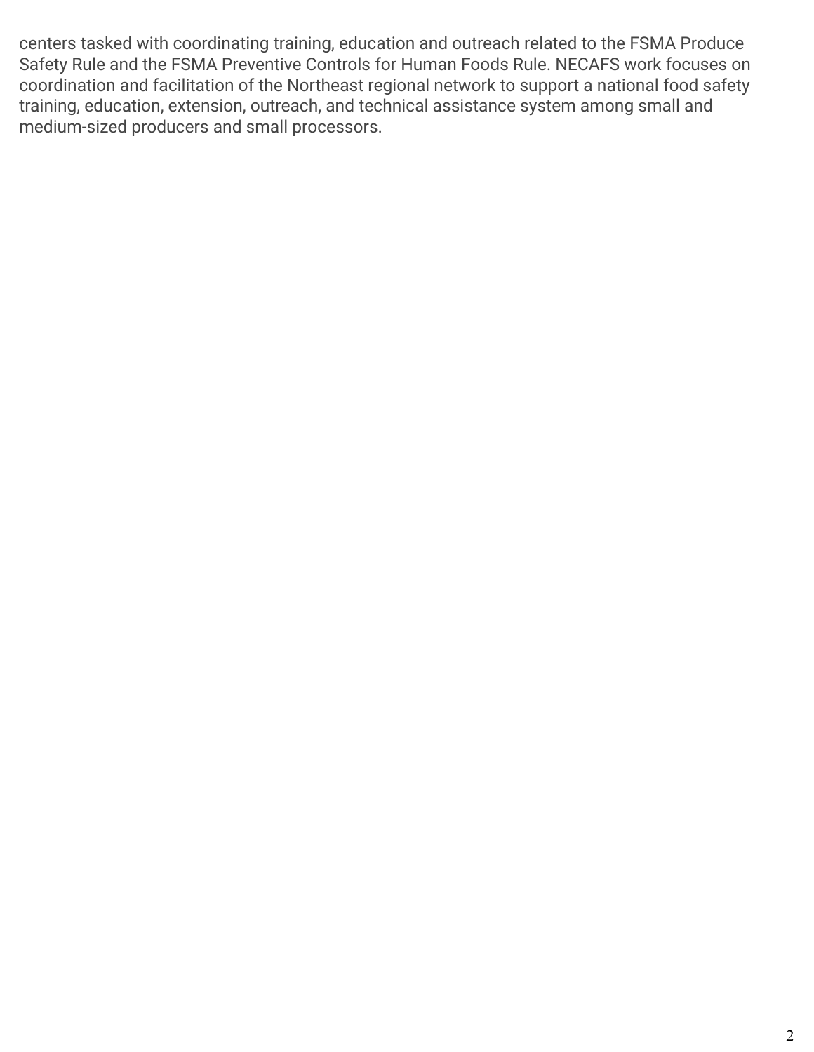centers tasked with coordinating training, education and outreach related to the FSMA Produce Safety Rule and the FSMA Preventive Controls for Human Foods Rule. NECAFS work focuses on coordination and facilitation of the Northeast regional network to support a national food safety training, education, extension, outreach, and technical assistance system among small and medium-sized producers and small processors.